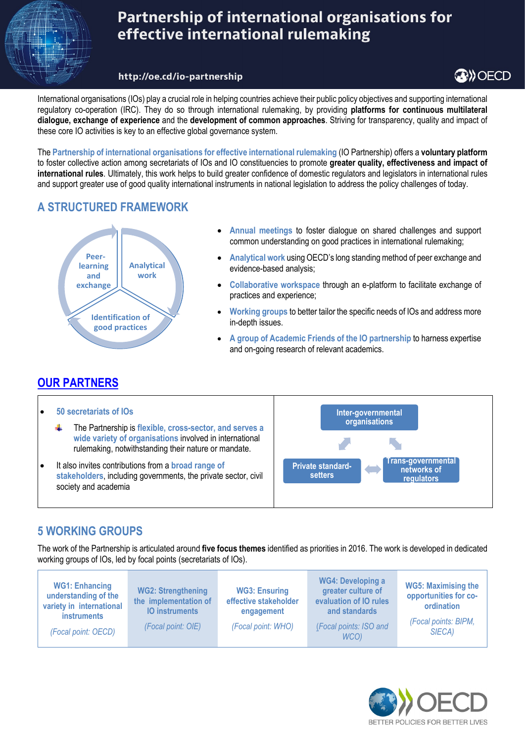# Partnership of international organisations for effective international rulemaking

http://oe.cd/io-partnership

International organisations (IOs) play a crucial role in helping countries achieve their public policy objectives and supporting international regulatory co-operation (IRC). They do so through international rulemaking, by providing **platforms for continuous multilateral dialogue, exchange of experience** and the **development of common approaches**. Striving for transparency, quality and impact of these core IO activities is key to an effective global governance system.

The Partnership of international organisations for effective international rulemaking (IO Partnership) offers a **voluntary platform** to foster collective action among secretariats of IOs and IO constituencies to promote **greater quality, effectiveness and impact of international rules**. Ultimately, this work helps to build greater confidence of domestic regulators and legislators in international rules and support greater use of good quality international instruments in national legislation to address the policy challenges of today.

## A STRUCTURED FRAMEWORK

Peer-learning and exchange — Analytical work — Identification of good practices

- Annual meetings to foster dialogue on shared challenges and support common understanding on good practices in international rulemaking;
- Analytical work using OECD's long standing method of peer exchange and evidence-based analysis;
- Collaborative workspace through an e-platform to facilitate exchange of practices and experience;
- Working groups to better tailor the specific needs of IOs and address more in-depth issues.
- A group of Academic Friends of the IO partnership to harness expertise and on-going research of relevant academics.

## OUR PARTNERS

- 50 secretariats of IOs
  - The Partnership is flexible, cross-sector, and serves a wide variety of organisations involved in international rulemaking, notwithstanding their nature or mandate.
- It also invites contributions from a broad range of stakeholders, including governments, the private sector, civil society and academia

Inter-governmental organisations — Private standard-setters — Trans-governmental networks of regulators

## 5 WORKING GROUPS

The work of the Partnership is articulated around **five focus themes** identified as priorities in 2016. The work is developed in dedicated working groups of IOs, led by focal points (secretariats of IOs).

| WG1: Enhancing understanding of the variety in international instruments | WG2: Strengthening the implementation of IO instruments | WG3: Ensuring effective stakeholder engagement | WG4: Developing a greater culture of evaluation of IO rules and standards | WG5: Maximising the opportunities for co-ordination |
|---|---|---|---|---|
| *(Focal point: OECD)* | *(Focal point: OIE)* | *(Focal point: WHO)* | *(Focal points: ISO and WCO)* | *(Focal points: BIPM, SIECA)* |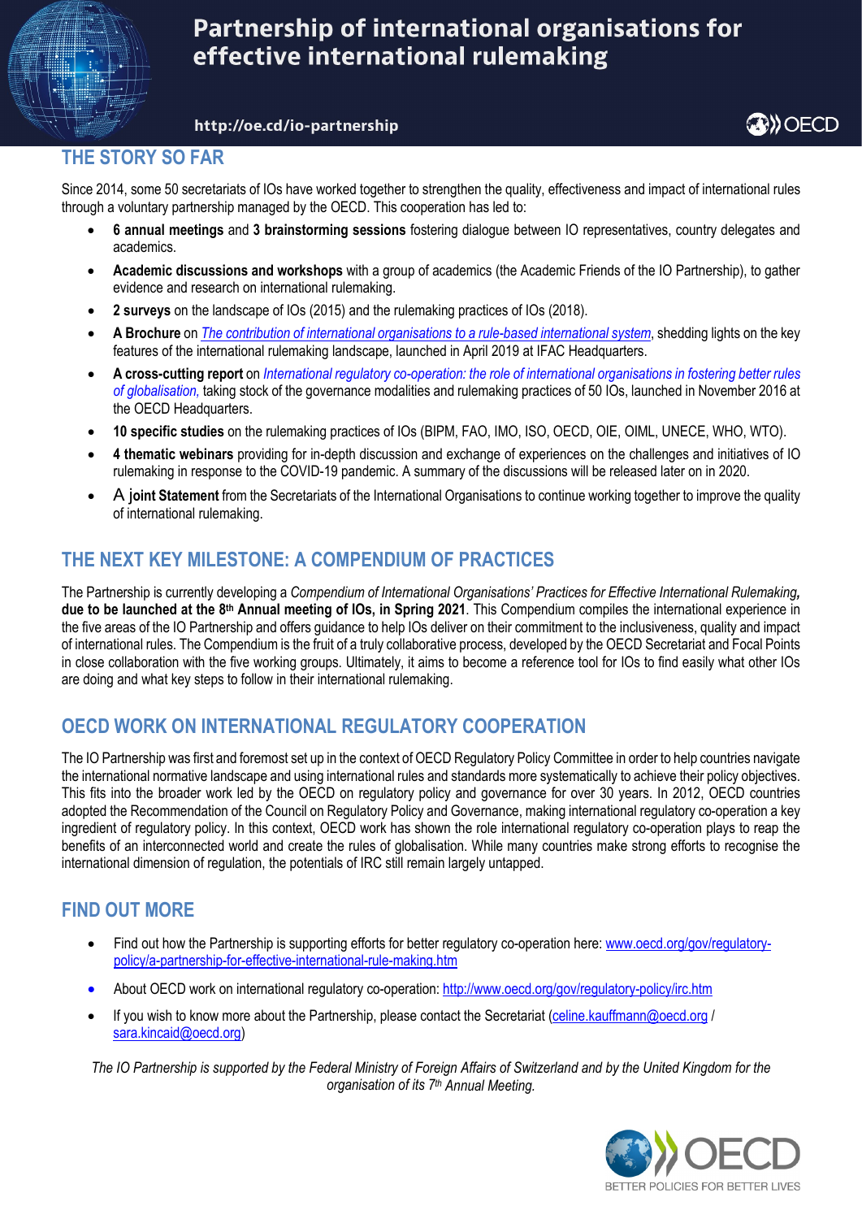# Partnership of international organisations for effective international rulemaking

http://oe.cd/io-partnership

## THE STORY SO FAR

Since 2014, some 50 secretariats of IOs have worked together to strengthen the quality, effectiveness and impact of international rules through a voluntary partnership managed by the OECD. This cooperation has led to:

- **6 annual meetings** and **3 brainstorming sessions** fostering dialogue between IO representatives, country delegates and academics.
- **Academic discussions and workshops** with a group of academics (the Academic Friends of the IO Partnership), to gather evidence and research on international rulemaking.
- **2 surveys** on the landscape of IOs (2015) and the rulemaking practices of IOs (2018).
- **A Brochure** on *The contribution of international organisations to a rule-based international system*, shedding lights on the key features of the international rulemaking landscape, launched in April 2019 at IFAC Headquarters.
- **A cross-cutting report** on *International regulatory co-operation: the role of international organisations in fostering better rules of globalisation,* taking stock of the governance modalities and rulemaking practices of 50 IOs, launched in November 2016 at the OECD Headquarters.
- **10 specific studies** on the rulemaking practices of IOs (BIPM, FAO, IMO, ISO, OECD, OIE, OIML, UNECE, WHO, WTO).
- **4 thematic webinars** providing for in-depth discussion and exchange of experiences on the challenges and initiatives of IO rulemaking in response to the COVID-19 pandemic. A summary of the discussions will be released later on in 2020.
- A **joint Statement** from the Secretariats of the International Organisations to continue working together to improve the quality of international rulemaking.

## THE NEXT KEY MILESTONE: A COMPENDIUM OF PRACTICES

The Partnership is currently developing a *Compendium of International Organisations' Practices for Effective International Rulemaking***,** **due to be launched at the 8th Annual meeting of IOs, in Spring 2021**. This Compendium compiles the international experience in the five areas of the IO Partnership and offers guidance to help IOs deliver on their commitment to the inclusiveness, quality and impact of international rules. The Compendium is the fruit of a truly collaborative process, developed by the OECD Secretariat and Focal Points in close collaboration with the five working groups. Ultimately, it aims to become a reference tool for IOs to find easily what other IOs are doing and what key steps to follow in their international rulemaking.

## OECD WORK ON INTERNATIONAL REGULATORY COOPERATION

The IO Partnership was first and foremost set up in the context of OECD Regulatory Policy Committee in order to help countries navigate the international normative landscape and using international rules and standards more systematically to achieve their policy objectives. This fits into the broader work led by the OECD on regulatory policy and governance for over 30 years. In 2012, OECD countries adopted the Recommendation of the Council on Regulatory Policy and Governance, making international regulatory co-operation a key ingredient of regulatory policy. In this context, OECD work has shown the role international regulatory co-operation plays to reap the benefits of an interconnected world and create the rules of globalisation. While many countries make strong efforts to recognise the international dimension of regulation, the potentials of IRC still remain largely untapped.

## FIND OUT MORE

- Find out how the Partnership is supporting efforts for better regulatory co-operation here: www.oecd.org/gov/regulatory-policy/a-partnership-for-effective-international-rule-making.htm
- About OECD work on international regulatory co-operation: http://www.oecd.org/gov/regulatory-policy/irc.htm
- If you wish to know more about the Partnership, please contact the Secretariat (celine.kauffmann@oecd.org / sara.kincaid@oecd.org)

*The IO Partnership is supported by the Federal Ministry of Foreign Affairs of Switzerland and by the United Kingdom for the organisation of its 7th Annual Meeting.*

OECD
BETTER POLICIES FOR BETTER LIVES